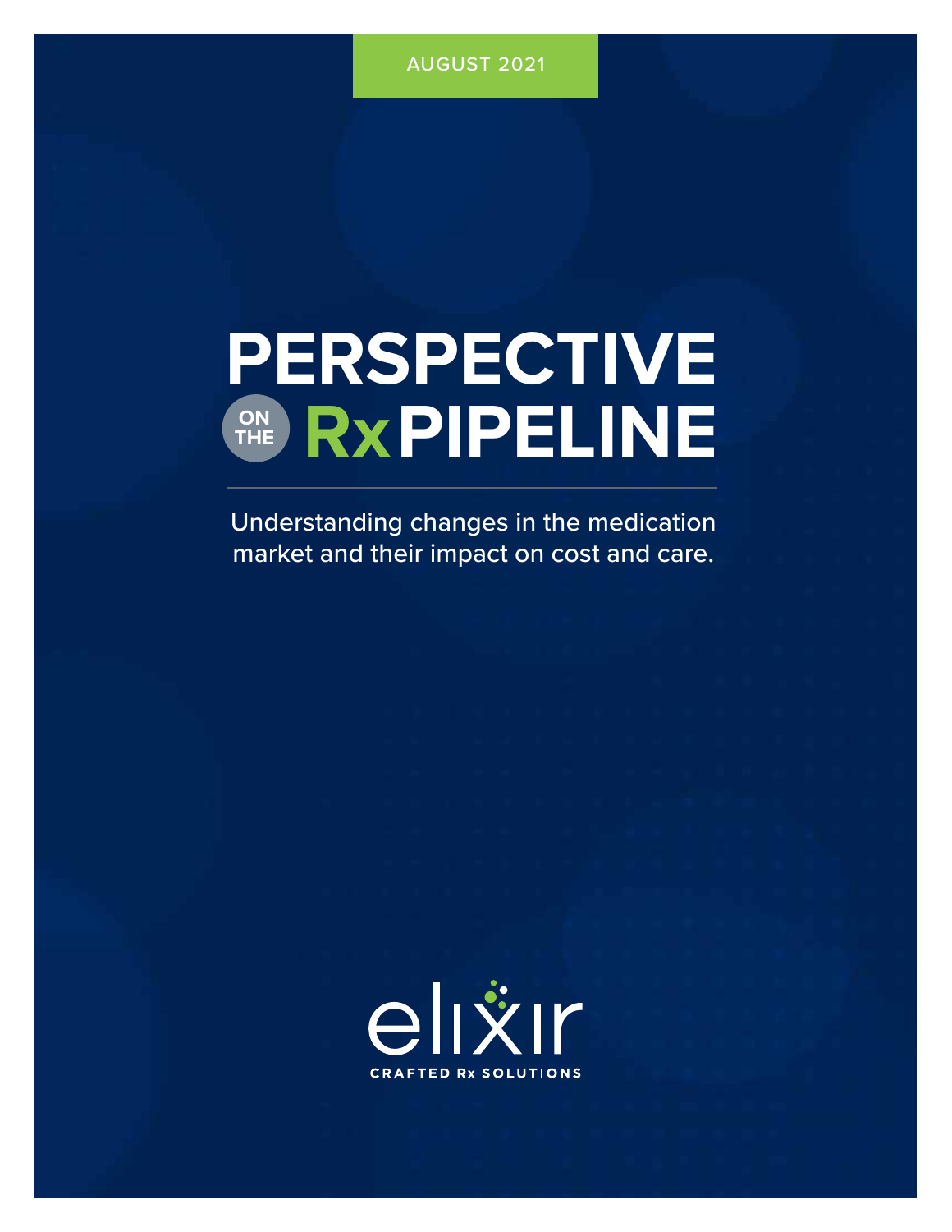AUGUST 2021

# PERSPECTIVE ON THE Rx PIPELINE

Understanding changes in the medication market and their impact on cost and care.

elixir

CRAFTED Rx SOLUTIONS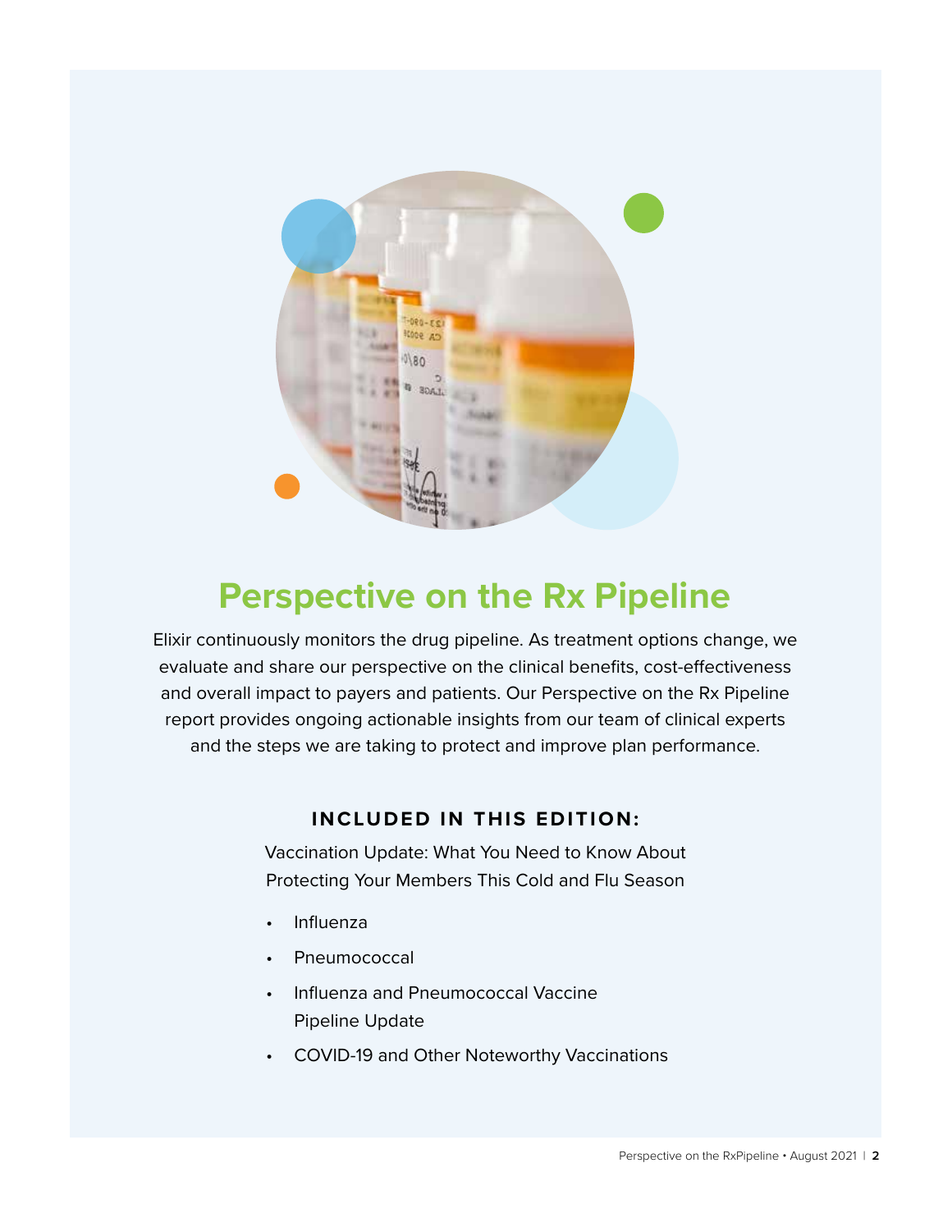# Perspective on the Rx Pipeline

Elixir continuously monitors the drug pipeline. As treatment options change, we evaluate and share our perspective on the clinical benefits, cost-effectiveness and overall impact to payers and patients. Our Perspective on the Rx Pipeline report provides ongoing actionable insights from our team of clinical experts and the steps we are taking to protect and improve plan performance.

### INCLUDED IN THIS EDITION:

Vaccination Update: What You Need to Know About Protecting Your Members This Cold and Flu Season

- Influenza
- Pneumococcal
- Influenza and Pneumococcal Vaccine Pipeline Update
- COVID-19 and Other Noteworthy Vaccinations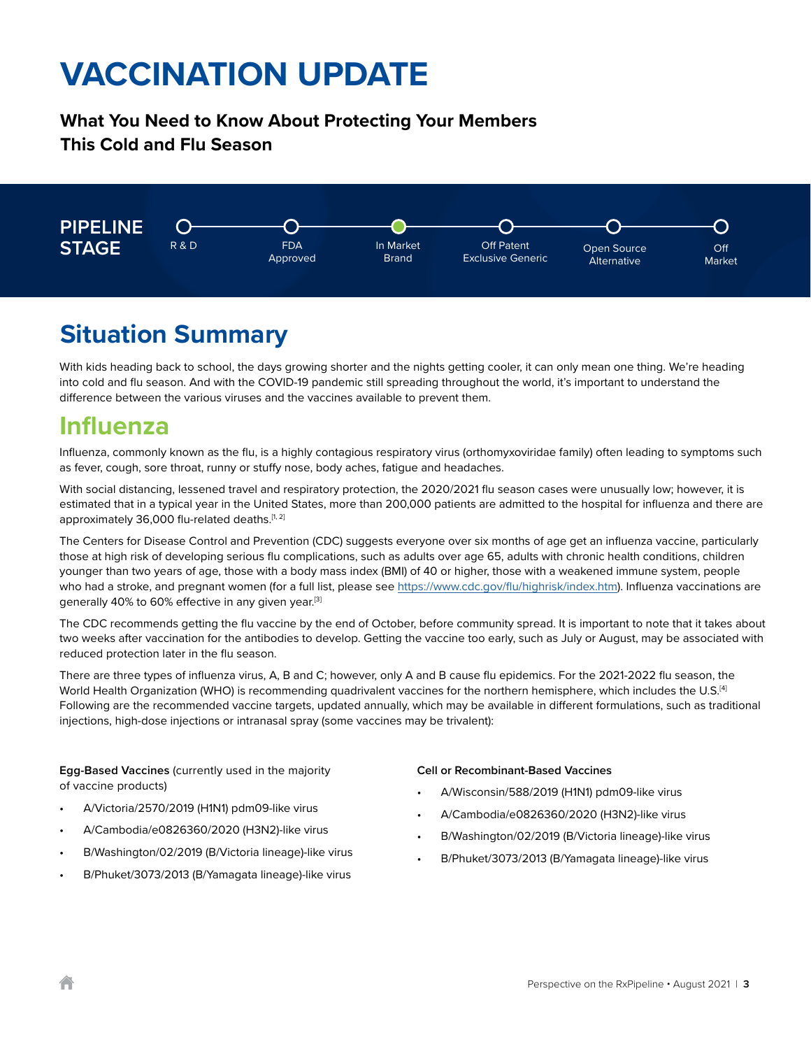# VACCINATION UPDATE

**What You Need to Know About Protecting Your Members This Cold and Flu Season**

**PIPELINE STAGE**

R & D — FDA Approved — In Market Brand — Off Patent Exclusive Generic — Open Source Alternative — Off Market

## Situation Summary

With kids heading back to school, the days growing shorter and the nights getting cooler, it can only mean one thing. We're heading into cold and flu season. And with the COVID-19 pandemic still spreading throughout the world, it's important to understand the difference between the various viruses and the vaccines available to prevent them.

## Influenza

Influenza, commonly known as the flu, is a highly contagious respiratory virus (orthomyxoviridae family) often leading to symptoms such as fever, cough, sore throat, runny or stuffy nose, body aches, fatigue and headaches.

With social distancing, lessened travel and respiratory protection, the 2020/2021 flu season cases were unusually low; however, it is estimated that in a typical year in the United States, more than 200,000 patients are admitted to the hospital for influenza and there are approximately 36,000 flu-related deaths.[1, 2]

The Centers for Disease Control and Prevention (CDC) suggests everyone over six months of age get an influenza vaccine, particularly those at high risk of developing serious flu complications, such as adults over age 65, adults with chronic health conditions, children younger than two years of age, those with a body mass index (BMI) of 40 or higher, those with a weakened immune system, people who had a stroke, and pregnant women (for a full list, please see https://www.cdc.gov/flu/highrisk/index.htm). Influenza vaccinations are generally 40% to 60% effective in any given year.[3]

The CDC recommends getting the flu vaccine by the end of October, before community spread. It is important to note that it takes about two weeks after vaccination for the antibodies to develop. Getting the vaccine too early, such as July or August, may be associated with reduced protection later in the flu season.

There are three types of influenza virus, A, B and C; however, only A and B cause flu epidemics. For the 2021-2022 flu season, the World Health Organization (WHO) is recommending quadrivalent vaccines for the northern hemisphere, which includes the U.S.[4] Following are the recommended vaccine targets, updated annually, which may be available in different formulations, such as traditional injections, high-dose injections or intranasal spray (some vaccines may be trivalent):

**Egg-Based Vaccines** (currently used in the majority of vaccine products)

- A/Victoria/2570/2019 (H1N1) pdm09-like virus
- A/Cambodia/e0826360/2020 (H3N2)-like virus
- B/Washington/02/2019 (B/Victoria lineage)-like virus
- B/Phuket/3073/2013 (B/Yamagata lineage)-like virus

**Cell or Recombinant-Based Vaccines**

- A/Wisconsin/588/2019 (H1N1) pdm09-like virus
- A/Cambodia/e0826360/2020 (H3N2)-like virus
- B/Washington/02/2019 (B/Victoria lineage)-like virus
- B/Phuket/3073/2013 (B/Yamagata lineage)-like virus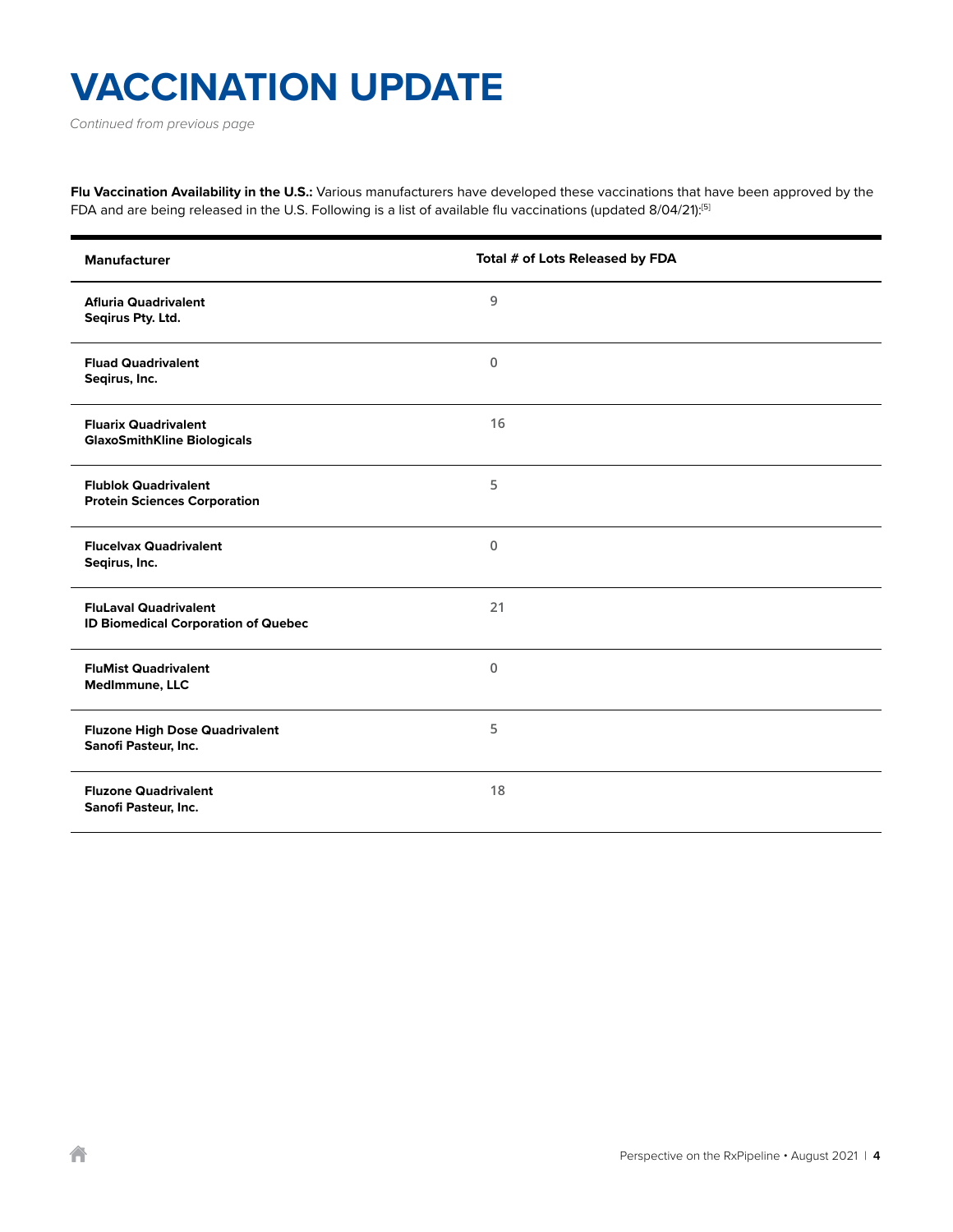# VACCINATION UPDATE

*Continued from previous page*

**Flu Vaccination Availability in the U.S.:** Various manufacturers have developed these vaccinations that have been approved by the FDA and are being released in the U.S. Following is a list of available flu vaccinations (updated 8/04/21):[5]

| Manufacturer | Total # of Lots Released by FDA |
|---|---|
| **Afluria Quadrivalent**<br>**Seqirus Pty. Ltd.** | 9 |
| **Fluad Quadrivalent**<br>**Seqirus, Inc.** | 0 |
| **Fluarix Quadrivalent**<br>**GlaxoSmithKline Biologicals** | 16 |
| **Flublok Quadrivalent**<br>**Protein Sciences Corporation** | 5 |
| **Flucelvax Quadrivalent**<br>**Seqirus, Inc.** | 0 |
| **FluLaval Quadrivalent**<br>**ID Biomedical Corporation of Quebec** | 21 |
| **FluMist Quadrivalent**<br>**MedImmune, LLC** | 0 |
| **Fluzone High Dose Quadrivalent**<br>**Sanofi Pasteur, Inc.** | 5 |
| **Fluzone Quadrivalent**<br>**Sanofi Pasteur, Inc.** | 18 |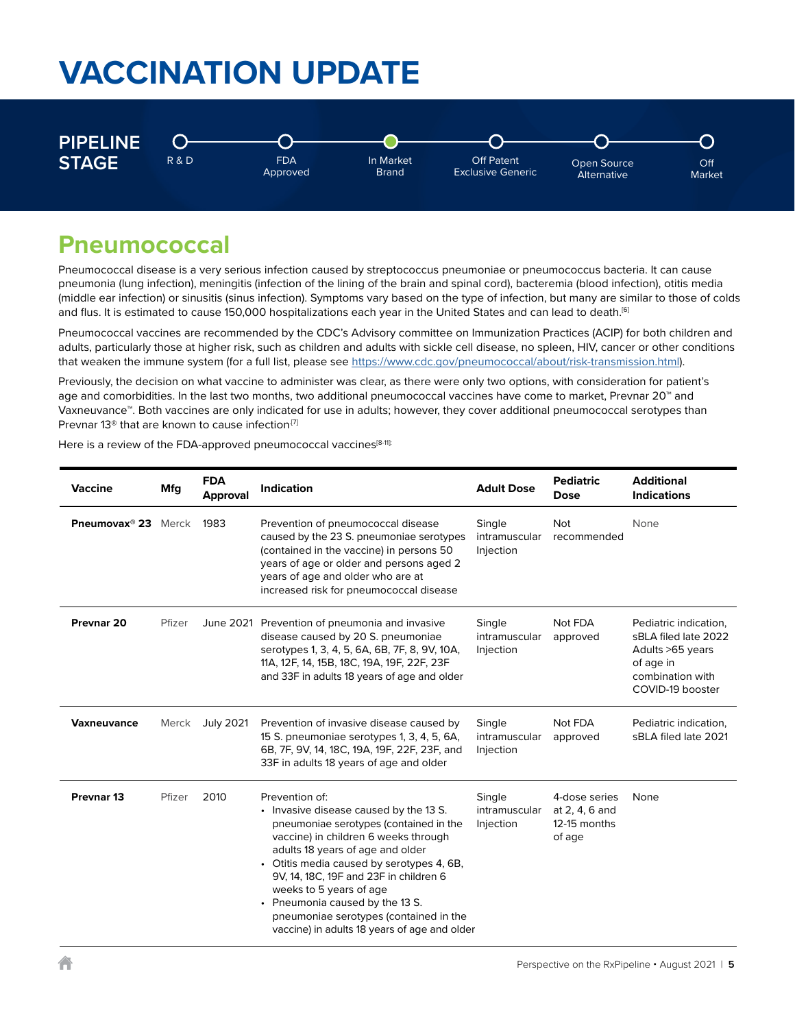# VACCINATION UPDATE

**PIPELINE STAGE**: R & D — FDA Approved — **In Market Brand** — Off Patent Exclusive Generic — Open Source Alternative — Off Market

## Pneumococcal

Pneumococcal disease is a very serious infection caused by streptococcus pneumoniae or pneumococcus bacteria. It can cause pneumonia (lung infection), meningitis (infection of the lining of the brain and spinal cord), bacteremia (blood infection), otitis media (middle ear infection) or sinusitis (sinus infection). Symptoms vary based on the type of infection, but many are similar to those of colds and flus. It is estimated to cause 150,000 hospitalizations each year in the United States and can lead to death.[6]

Pneumococcal vaccines are recommended by the CDC's Advisory committee on Immunization Practices (ACIP) for both children and adults, particularly those at higher risk, such as children and adults with sickle cell disease, no spleen, HIV, cancer or other conditions that weaken the immune system (for a full list, please see https://www.cdc.gov/pneumococcal/about/risk-transmission.html).

Previously, the decision on what vaccine to administer was clear, as there were only two options, with consideration for patient's age and comorbidities. In the last two months, two additional pneumococcal vaccines have come to market, Prevnar 20™ and Vaxneuvance™. Both vaccines are only indicated for use in adults; however, they cover additional pneumococcal serotypes than Prevnar 13® that are known to cause infection.[7]

Here is a review of the FDA-approved pneumococcal vaccines[8-11]:

| Vaccine | Mfg | FDA Approval | Indication | Adult Dose | Pediatric Dose | Additional Indications |
|---|---|---|---|---|---|---|
| **Pneumovax® 23** | Merck | 1983 | Prevention of pneumococcal disease caused by the 23 S. pneumoniae serotypes (contained in the vaccine) in persons 50 years of age or older and persons aged 2 years of age and older who are at increased risk for pneumococcal disease | Single intramuscular Injection | Not recommended | None |
| **Prevnar 20** | Pfizer | June 2021 | Prevention of pneumonia and invasive disease caused by 20 S. pneumoniae serotypes 1, 3, 4, 5, 6A, 6B, 7F, 8, 9V, 10A, 11A, 12F, 14, 15B, 18C, 19A, 19F, 22F, 23F and 33F in adults 18 years of age and older | Single intramuscular Injection | Not FDA approved | Pediatric indication, sBLA filed late 2022<br>Adults >65 years of age in combination with COVID-19 booster |
| **Vaxneuvance** | Merck | July 2021 | Prevention of invasive disease caused by 15 S. pneumoniae serotypes 1, 3, 4, 5, 6A, 6B, 7F, 9V, 14, 18C, 19A, 19F, 22F, 23F, and 33F in adults 18 years of age and older | Single intramuscular Injection | Not FDA approved | Pediatric indication, sBLA filed late 2021 |
| **Prevnar 13** | Pfizer | 2010 | Prevention of:<br>• Invasive disease caused by the 13 S. pneumoniae serotypes (contained in the vaccine) in children 6 weeks through adults 18 years of age and older<br>• Otitis media caused by serotypes 4, 6B, 9V, 14, 18C, 19F and 23F in children 6 weeks to 5 years of age<br>• Pneumonia caused by the 13 S. pneumoniae serotypes (contained in the vaccine) in adults 18 years of age and older | Single intramuscular Injection | 4-dose series at 2, 4, 6 and 12-15 months of age | None |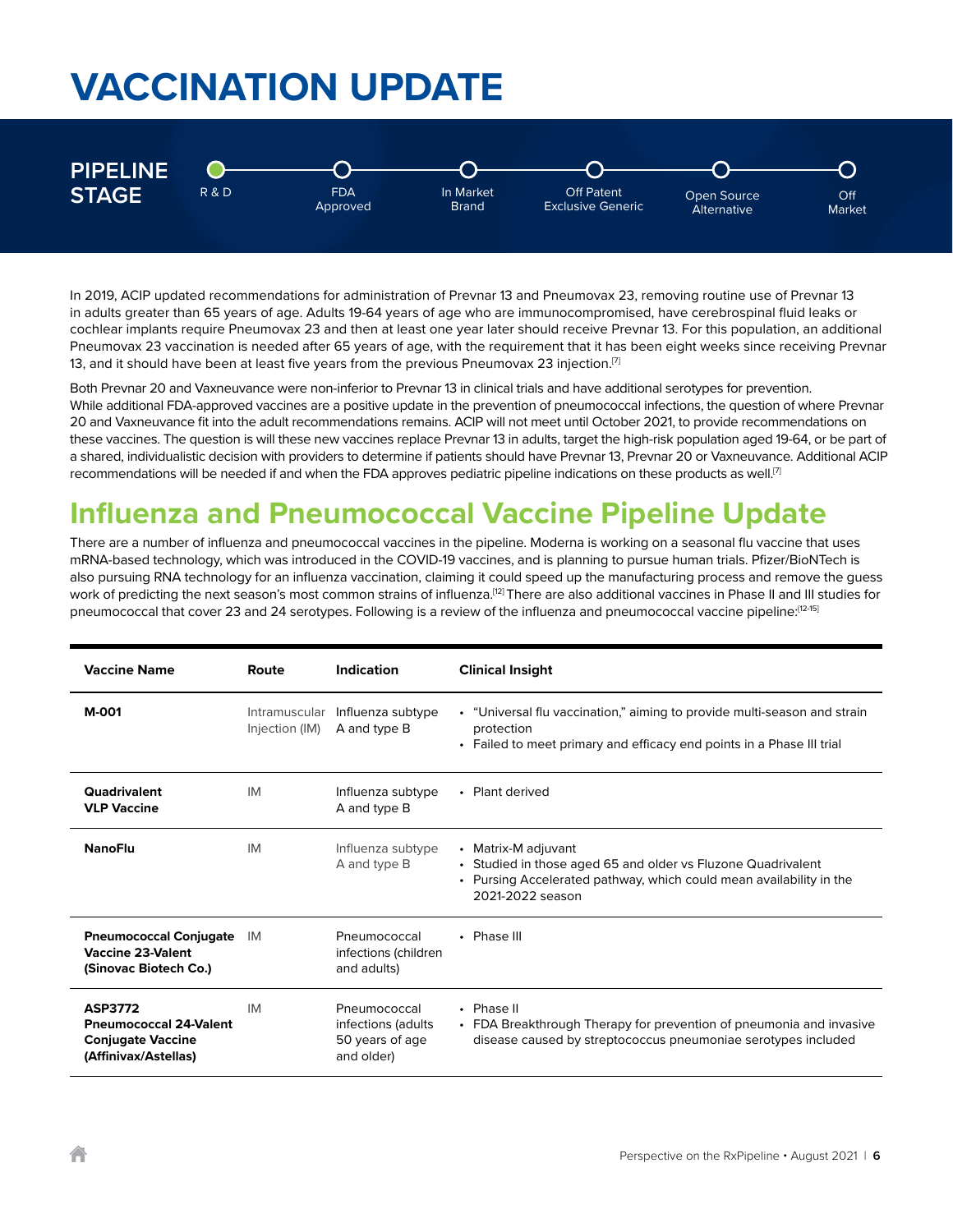# VACCINATION UPDATE

**PIPELINE STAGE**

R & D | FDA Approved | In Market Brand | Off Patent Exclusive Generic | Open Source Alternative | Off Market

In 2019, ACIP updated recommendations for administration of Prevnar 13 and Pneumovax 23, removing routine use of Prevnar 13 in adults greater than 65 years of age. Adults 19-64 years of age who are immunocompromised, have cerebrospinal fluid leaks or cochlear implants require Pneumovax 23 and then at least one year later should receive Prevnar 13. For this population, an additional Pneumovax 23 vaccination is needed after 65 years of age, with the requirement that it has been eight weeks since receiving Prevnar 13, and it should have been at least five years from the previous Pneumovax 23 injection.[7]

Both Prevnar 20 and Vaxneuvance were non-inferior to Prevnar 13 in clinical trials and have additional serotypes for prevention. While additional FDA-approved vaccines are a positive update in the prevention of pneumococcal infections, the question of where Prevnar 20 and Vaxneuvance fit into the adult recommendations remains. ACIP will not meet until October 2021, to provide recommendations on these vaccines. The question is will these new vaccines replace Prevnar 13 in adults, target the high-risk population aged 19-64, or be part of a shared, individualistic decision with providers to determine if patients should have Prevnar 13, Prevnar 20 or Vaxneuvance. Additional ACIP recommendations will be needed if and when the FDA approves pediatric pipeline indications on these products as well.[7]

## Influenza and Pneumococcal Vaccine Pipeline Update

There are a number of influenza and pneumococcal vaccines in the pipeline. Moderna is working on a seasonal flu vaccine that uses mRNA-based technology, which was introduced in the COVID-19 vaccines, and is planning to pursue human trials. Pfizer/BioNTech is also pursuing RNA technology for an influenza vaccination, claiming it could speed up the manufacturing process and remove the guess work of predicting the next season's most common strains of influenza.[12] There are also additional vaccines in Phase II and III studies for pneumococcal that cover 23 and 24 serotypes. Following is a review of the influenza and pneumococcal vaccine pipeline:[12-15]

| Vaccine Name | Route | Indication | Clinical Insight |
|---|---|---|---|
| **M-001** | Intramuscular Injection (IM) | Influenza subtype A and type B | • "Universal flu vaccination," aiming to provide multi-season and strain protection<br>• Failed to meet primary and efficacy end points in a Phase III trial |
| **Quadrivalent VLP Vaccine** | IM | Influenza subtype A and type B | • Plant derived |
| **NanoFlu** | IM | Influenza subtype A and type B | • Matrix-M adjuvant<br>• Studied in those aged 65 and older vs Fluzone Quadrivalent<br>• Pursing Accelerated pathway, which could mean availability in the 2021-2022 season |
| **Pneumococcal Conjugate Vaccine 23-Valent (Sinovac Biotech Co.)** | IM | Pneumococcal infections (children and adults) | • Phase III |
| **ASP3772 Pneumococcal 24-Valent Conjugate Vaccine (Affinivax/Astellas)** | IM | Pneumococcal infections (adults 50 years of age and older) | • Phase II<br>• FDA Breakthrough Therapy for prevention of pneumonia and invasive disease caused by streptococcus pneumoniae serotypes included |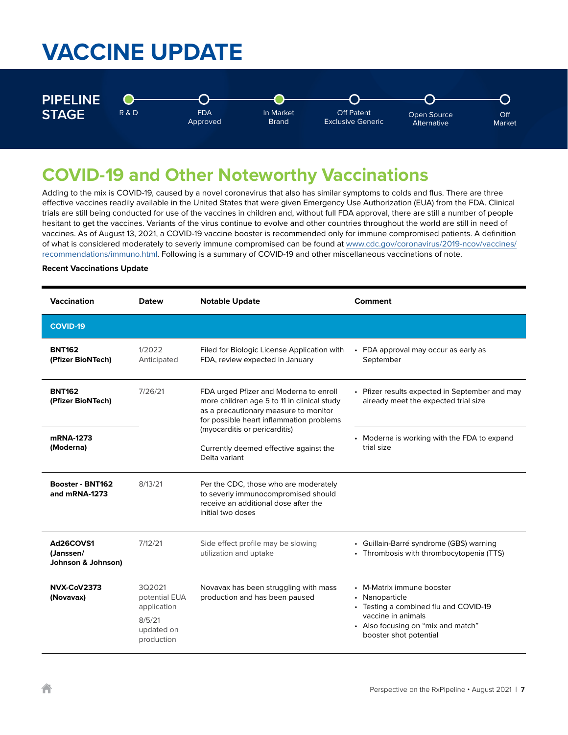# VACCINE UPDATE

**PIPELINE STAGE**

R & D — FDA Approved — In Market Brand — Off Patent Exclusive Generic — Open Source Alternative — Off Market

## COVID-19 and Other Noteworthy Vaccinations

Adding to the mix is COVID-19, caused by a novel coronavirus that also has similar symptoms to colds and flus. There are three effective vaccines readily available in the United States that were given Emergency Use Authorization (EUA) from the FDA. Clinical trials are still being conducted for use of the vaccines in children and, without full FDA approval, there are still a number of people hesitant to get the vaccines. Variants of the virus continue to evolve and other countries throughout the world are still in need of vaccines. As of August 13, 2021, a COVID-19 vaccine booster is recommended only for immune compromised patients. A definition of what is considered moderately to severly immune compromised can be found at www.cdc.gov/coronavirus/2019-ncov/vaccines/recommendations/immuno.html. Following is a summary of COVID-19 and other miscellaneous vaccinations of note.

**Recent Vaccinations Update**

| Vaccination | Datew | Notable Update | Comment |
|---|---|---|---|
| **COVID-19** | | | |
| **BNT162 (Pfizer BioNTech)** | 1/2022 Anticipated | Filed for Biologic License Application with FDA, review expected in January | • FDA approval may occur as early as September |
| **BNT162 (Pfizer BioNTech)** | 7/26/21 | FDA urged Pfizer and Moderna to enroll more children age 5 to 11 in clinical study as a precautionary measure to monitor for possible heart inflammation problems (myocarditis or pericarditis)<br><br>Currently deemed effective against the Delta variant | • Pfizer results expected in September and may already meet the expected trial size |
| **mRNA-1273 (Moderna)** | | | • Moderna is working with the FDA to expand trial size |
| **Booster - BNT162 and mRNA-1273** | 8/13/21 | Per the CDC, those who are moderately to severly immunocompromised should receive an additional dose after the initial two doses | |
| **Ad26COVS1 (Janssen/ Johnson & Johnson)** | 7/12/21 | Side effect profile may be slowing utilization and uptake | • Guillain-Barré syndrome (GBS) warning<br>• Thrombosis with thrombocytopenia (TTS) |
| **NVX-CoV2373 (Novavax)** | 3Q2021 potential EUA application<br><br>8/5/21 updated on production | Novavax has been struggling with mass production and has been paused | • M-Matrix immune booster<br>• Nanoparticle<br>• Testing a combined flu and COVID-19 vaccine in animals<br>• Also focusing on "mix and match" booster shot potential |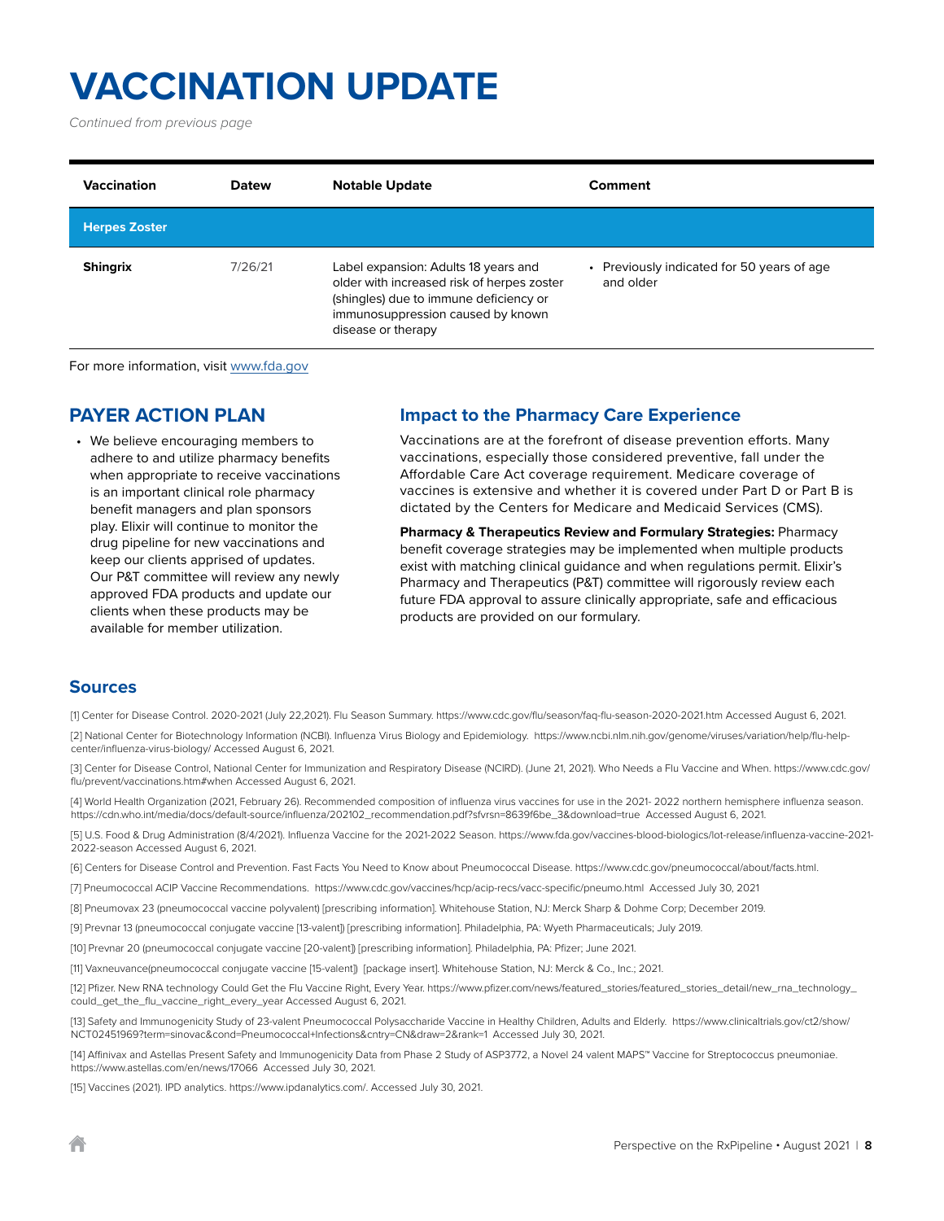# VACCINATION UPDATE

*Continued from previous page*

| Vaccination | Datew | Notable Update | Comment |
|---|---|---|---|
| **Herpes Zoster** | | | |
| **Shingrix** | 7/26/21 | Label expansion: Adults 18 years and older with increased risk of herpes zoster (shingles) due to immune deficiency or immunosuppression caused by known disease or therapy | • Previously indicated for 50 years of age and older |

For more information, visit www.fda.gov

## PAYER ACTION PLAN

- We believe encouraging members to adhere to and utilize pharmacy benefits when appropriate to receive vaccinations is an important clinical role pharmacy benefit managers and plan sponsors play. Elixir will continue to monitor the drug pipeline for new vaccinations and keep our clients apprised of updates. Our P&T committee will review any newly approved FDA products and update our clients when these products may be available for member utilization.

## Impact to the Pharmacy Care Experience

Vaccinations are at the forefront of disease prevention efforts. Many vaccinations, especially those considered preventive, fall under the Affordable Care Act coverage requirement. Medicare coverage of vaccines is extensive and whether it is covered under Part D or Part B is dictated by the Centers for Medicare and Medicaid Services (CMS).

**Pharmacy & Therapeutics Review and Formulary Strategies:** Pharmacy benefit coverage strategies may be implemented when multiple products exist with matching clinical guidance and when regulations permit. Elixir's Pharmacy and Therapeutics (P&T) committee will rigorously review each future FDA approval to assure clinically appropriate, safe and efficacious products are provided on our formulary.

## Sources

[1] Center for Disease Control. 2020-2021 (July 22,2021). Flu Season Summary. https://www.cdc.gov/flu/season/faq-flu-season-2020-2021.htm Accessed August 6, 2021.

[2] National Center for Biotechnology Information (NCBI). Influenza Virus Biology and Epidemiology. https://www.ncbi.nlm.nih.gov/genome/viruses/variation/help/flu-help-center/influenza-virus-biology/ Accessed August 6, 2021.

[3] Center for Disease Control, National Center for Immunization and Respiratory Disease (NCIRD). (June 21, 2021). Who Needs a Flu Vaccine and When. https://www.cdc.gov/flu/prevent/vaccinations.htm#when Accessed August 6, 2021.

[4] World Health Organization (2021, February 26). Recommended composition of influenza virus vaccines for use in the 2021- 2022 northern hemisphere influenza season. https://cdn.who.int/media/docs/default-source/influenza/202102_recommendation.pdf?sfvrsn=8639f6be_3&download=true Accessed August 6, 2021.

[5] U.S. Food & Drug Administration (8/4/2021). Influenza Vaccine for the 2021-2022 Season. https://www.fda.gov/vaccines-blood-biologics/lot-release/influenza-vaccine-2021-2022-season Accessed August 6, 2021.

[6] Centers for Disease Control and Prevention. Fast Facts You Need to Know about Pneumococcal Disease. https://www.cdc.gov/pneumococcal/about/facts.html.

[7] Pneumococcal ACIP Vaccine Recommendations. https://www.cdc.gov/vaccines/hcp/acip-recs/vacc-specific/pneumo.html Accessed July 30, 2021

[8] Pneumovax 23 (pneumococcal vaccine polyvalent) [prescribing information]. Whitehouse Station, NJ: Merck Sharp & Dohme Corp; December 2019.

[9] Prevnar 13 (pneumococcal conjugate vaccine [13-valent]) [prescribing information]. Philadelphia, PA: Wyeth Pharmaceuticals; July 2019.

[10] Prevnar 20 (pneumococcal conjugate vaccine [20-valent]) [prescribing information]. Philadelphia, PA: Pfizer; June 2021.

[11] Vaxneuvance(pneumococcal conjugate vaccine [15-valent]) [package insert]. Whitehouse Station, NJ: Merck & Co., Inc.; 2021.

[12] Pfizer. New RNA technology Could Get the Flu Vaccine Right, Every Year. https://www.pfizer.com/news/featured_stories/featured_stories_detail/new_rna_technology_could_get_the_flu_vaccine_right_every_year Accessed August 6, 2021.

[13] Safety and Immunogenicity Study of 23-valent Pneumococcal Polysaccharide Vaccine in Healthy Children, Adults and Elderly. https://www.clinicaltrials.gov/ct2/show/NCT02451969?term=sinovac&cond=Pneumococcal+Infections&cntry=CN&draw=2&rank=1 Accessed July 30, 2021.

[14] Affinivax and Astellas Present Safety and Immunogenicity Data from Phase 2 Study of ASP3772, a Novel 24 valent MAPS™ Vaccine for Streptococcus pneumoniae. https://www.astellas.com/en/news/17066 Accessed July 30, 2021.

[15] Vaccines (2021). IPD analytics. https://www.ipdanalytics.com/. Accessed July 30, 2021.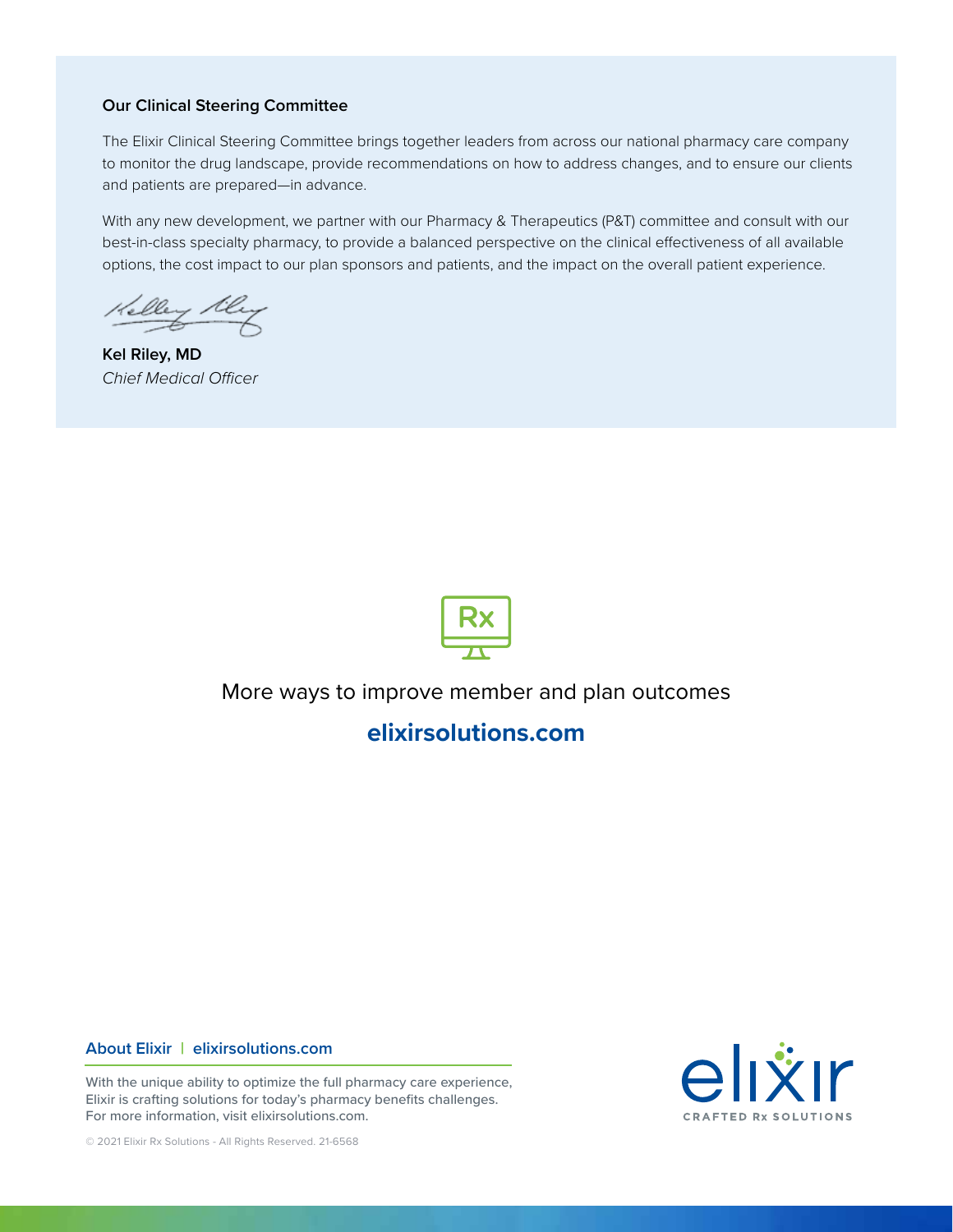### Our Clinical Steering Committee

The Elixir Clinical Steering Committee brings together leaders from across our national pharmacy care company to monitor the drug landscape, provide recommendations on how to address changes, and to ensure our clients and patients are prepared—in advance.

With any new development, we partner with our Pharmacy & Therapeutics (P&T) committee and consult with our best-in-class specialty pharmacy, to provide a balanced perspective on the clinical effectiveness of all available options, the cost impact to our plan sponsors and patients, and the impact on the overall patient experience.

**Kel Riley, MD**
*Chief Medical Officer*

More ways to improve member and plan outcomes

**elixirsolutions.com**

**About Elixir | elixirsolutions.com**

With the unique ability to optimize the full pharmacy care experience, Elixir is crafting solutions for today's pharmacy benefits challenges. For more information, visit elixirsolutions.com.

© 2021 Elixir Rx Solutions - All Rights Reserved. 21-6568

elixir
CRAFTED Rx SOLUTIONS